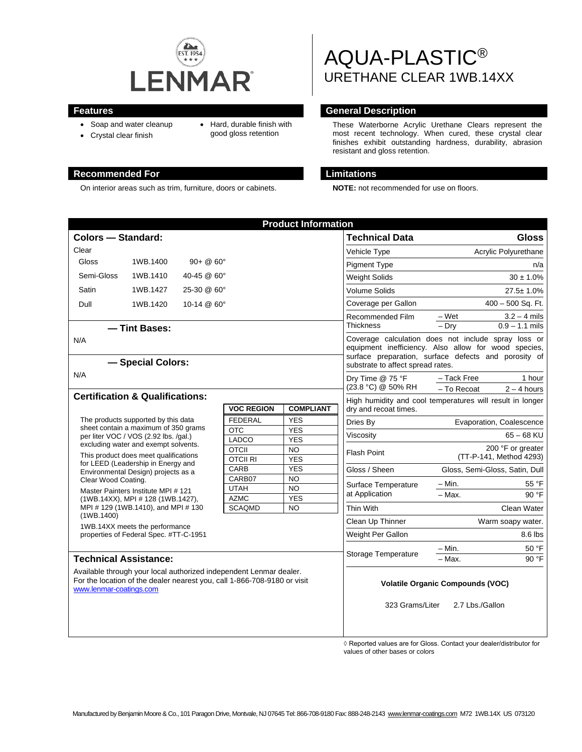LENMAR

EST. 1954

# AQUA-PLASTIC®
## URETHANE CLEAR 1WB.14XX

## Features

- Soap and water cleanup
- Crystal clear finish
- Hard, durable finish with good gloss retention

## General Description

These Waterborne Acrylic Urethane Clears represent the most recent technology. When cured, these crystal clear finishes exhibit outstanding hardness, durability, abrasion resistant and gloss retention.

## Recommended For

On interior areas such as trim, furniture, doors or cabinets.

## Limitations

**NOTE:** not recommended for use on floors.

## Product Information

### Colors — Standard:

Clear

| | | |
|---|---|---|
| Gloss | 1WB.1400 | 90+ @ 60° |
| Semi-Gloss | 1WB.1410 | 40-45 @ 60° |
| Satin | 1WB.1427 | 25-30 @ 60° |
| Dull | 1WB.1420 | 10-14 @ 60° |

### — Tint Bases:

N/A

### — Special Colors:

N/A

### Certification & Qualifications:

The products supported by this data sheet contain a maximum of 350 grams per liter VOC / VOS (2.92 lbs. /gal.) excluding water and exempt solvents.

This product does meet qualifications for LEED (Leadership in Energy and Environmental Design) projects as a Clear Wood Coating.

Master Painters Institute MPI # 121 (1WB.14XX), MPI # 128 (1WB.1427), MPI # 129 (1WB.1410), and MPI # 130 (1WB.1400)

1WB.14XX meets the performance properties of Federal Spec. #TT-C-1951

| VOC REGION | COMPLIANT |
|---|---|
| FEDERAL | YES |
| OTC | YES |
| LADCO | YES |
| OTCII | NO |
| OTCII RI | YES |
| CARB | YES |
| CARB07 | NO |
| UTAH | NO |
| AZMC | YES |
| SCAQMD | NO |

### Technical Assistance:

Available through your local authorized independent Lenmar dealer. For the location of the dealer nearest you, call 1-866-708-9180 or visit www.lenmar-coatings.com

### Technical Data

| Technical Data | | Gloss |
|---|---|---|
| Vehicle Type | | Acrylic Polyurethane |
| Pigment Type | | n/a |
| Weight Solids | | 30 ± 1.0% |
| Volume Solids | | 27.5± 1.0% |
| Coverage per Gallon | | 400 – 500 Sq. Ft. |
| Recommended Film Thickness | – Wet | 3.2 – 4 mils |
| | – Dry | 0.9 – 1.1 mils |

Coverage calculation does not include spray loss or equipment inefficiency. Also allow for wood species, surface preparation, surface defects and porosity of substrate to affect spread rates.

| | | |
|---|---|---|
| Dry Time @ 75 °F (23.8 °C) @ 50% RH | – Tack Free | 1 hour |
| | – To Recoat | 2 – 4 hours |

High humidity and cool temperatures will result in longer dry and recoat times.

| | | |
|---|---|---|
| Dries By | | Evaporation, Coalescence |
| Viscosity | | 65 – 68 KU |
| Flash Point | | 200 °F or greater (TT-P-141, Method 4293) |
| Gloss / Sheen | | Gloss, Semi-Gloss, Satin, Dull |
| Surface Temperature at Application | – Min. | 55 °F |
| | – Max. | 90 °F |
| Thin With | | Clean Water |
| Clean Up Thinner | | Warm soapy water. |
| Weight Per Gallon | | 8.6 lbs |
| Storage Temperature | – Min. | 50 °F |
| | – Max. | 90 °F |

**Volatile Organic Compounds (VOC)**

323 Grams/Liter 2.7 Lbs./Gallon

◊ Reported values are for Gloss. Contact your dealer/distributor for values of other bases or colors

Manufactured by Benjamin Moore & Co., 101 Paragon Drive, Montvale, NJ 07645 Tel: 866-708-9180 Fax: 888-248-2143 www.lenmar-coatings.com M72 1WB.14X US 073120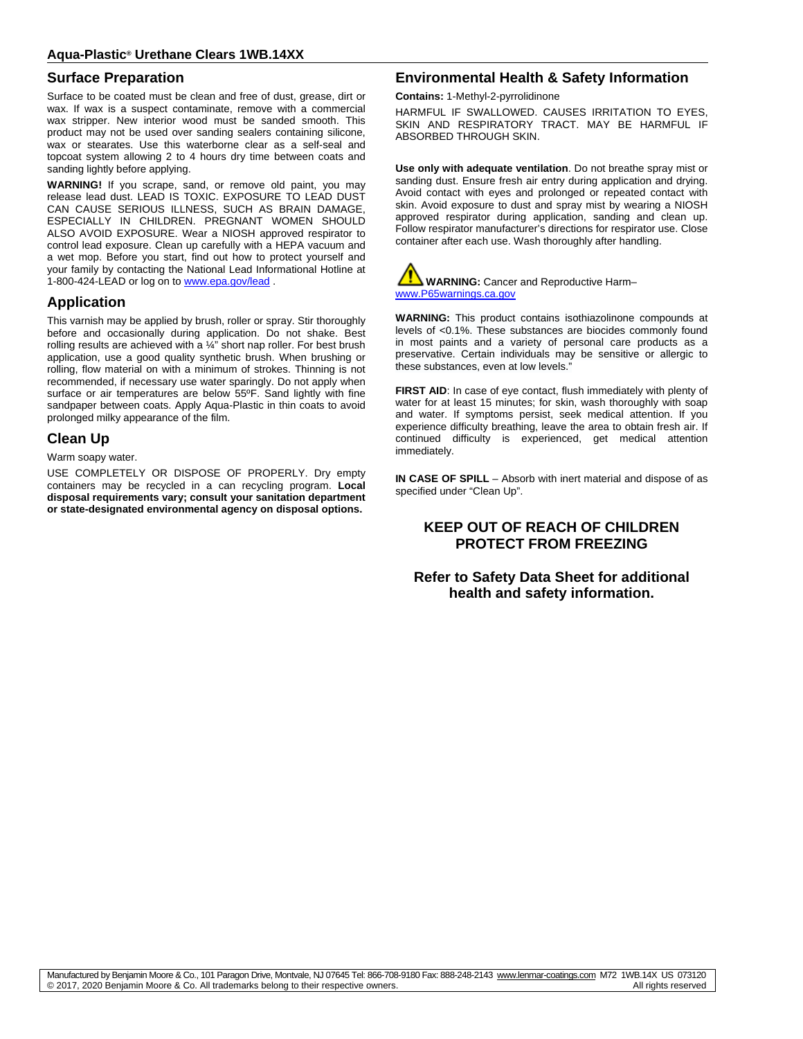**Aqua-Plastic® Urethane Clears 1WB.14XX**

## Surface Preparation

Surface to be coated must be clean and free of dust, grease, dirt or wax. If wax is a suspect contaminate, remove with a commercial wax stripper. New interior wood must be sanded smooth. This product may not be used over sanding sealers containing silicone, wax or stearates. Use this waterborne clear as a self-seal and topcoat system allowing 2 to 4 hours dry time between coats and sanding lightly before applying.

**WARNING!** If you scrape, sand, or remove old paint, you may release lead dust. LEAD IS TOXIC. EXPOSURE TO LEAD DUST CAN CAUSE SERIOUS ILLNESS, SUCH AS BRAIN DAMAGE, ESPECIALLY IN CHILDREN. PREGNANT WOMEN SHOULD ALSO AVOID EXPOSURE. Wear a NIOSH approved respirator to control lead exposure. Clean up carefully with a HEPA vacuum and a wet mop. Before you start, find out how to protect yourself and your family by contacting the National Lead Informational Hotline at 1-800-424-LEAD or log on to www.epa.gov/lead .

## Application

This varnish may be applied by brush, roller or spray. Stir thoroughly before and occasionally during application. Do not shake. Best rolling results are achieved with a ¼" short nap roller. For best brush application, use a good quality synthetic brush. When brushing or rolling, flow material on with a minimum of strokes. Thinning is not recommended, if necessary use water sparingly. Do not apply when surface or air temperatures are below 55ºF. Sand lightly with fine sandpaper between coats. Apply Aqua-Plastic in thin coats to avoid prolonged milky appearance of the film.

## Clean Up

Warm soapy water.

USE COMPLETELY OR DISPOSE OF PROPERLY. Dry empty containers may be recycled in a can recycling program. **Local disposal requirements vary; consult your sanitation department or state-designated environmental agency on disposal options.**

## Environmental Health & Safety Information

**Contains:** 1-Methyl-2-pyrrolidinone

HARMFUL IF SWALLOWED. CAUSES IRRITATION TO EYES, SKIN AND RESPIRATORY TRACT. MAY BE HARMFUL IF ABSORBED THROUGH SKIN.

**Use only with adequate ventilation**. Do not breathe spray mist or sanding dust. Ensure fresh air entry during application and drying. Avoid contact with eyes and prolonged or repeated contact with skin. Avoid exposure to dust and spray mist by wearing a NIOSH approved respirator during application, sanding and clean up. Follow respirator manufacturer's directions for respirator use. Close container after each use. Wash thoroughly after handling.

**WARNING:** Cancer and Reproductive Harm– www.P65warnings.ca.gov

**WARNING:** This product contains isothiazolinone compounds at levels of <0.1%. These substances are biocides commonly found in most paints and a variety of personal care products as a preservative. Certain individuals may be sensitive or allergic to these substances, even at low levels."

**FIRST AID**: In case of eye contact, flush immediately with plenty of water for at least 15 minutes; for skin, wash thoroughly with soap and water. If symptoms persist, seek medical attention. If you experience difficulty breathing, leave the area to obtain fresh air. If continued difficulty is experienced, get medical attention immediately.

**IN CASE OF SPILL** – Absorb with inert material and dispose of as specified under "Clean Up".

**KEEP OUT OF REACH OF CHILDREN**
**PROTECT FROM FREEZING**

**Refer to Safety Data Sheet for additional health and safety information.**

Manufactured by Benjamin Moore & Co., 101 Paragon Drive, Montvale, NJ 07645 Tel: 866-708-9180 Fax: 888-248-2143 www.lenmar-coatings.com M72 1WB.14X US 073120
© 2017, 2020 Benjamin Moore & Co. All trademarks belong to their respective owners. All rights reserved